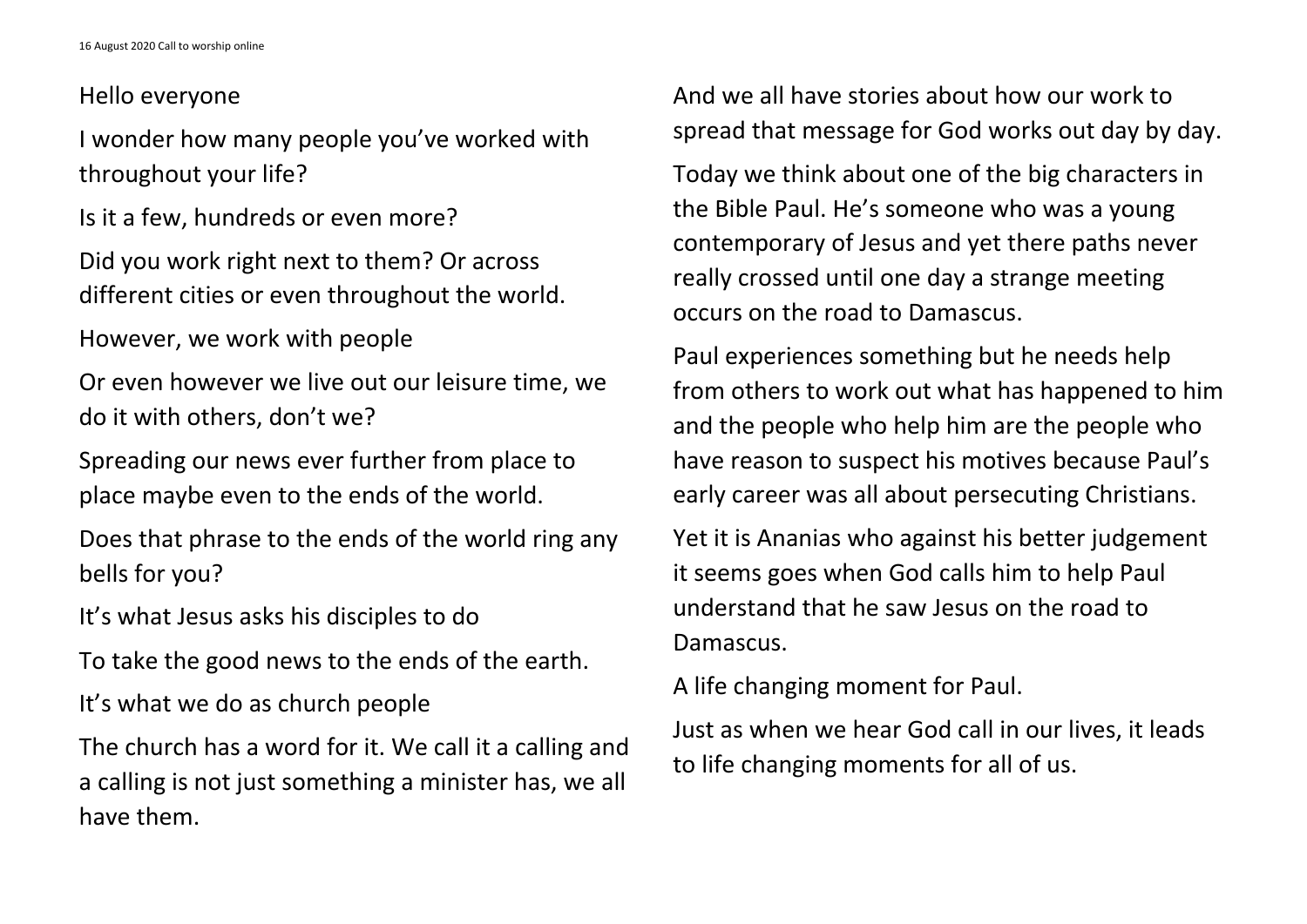Hello everyone

I wonder how many people you've worked with throughout your life?

Is it a few, hundreds or even more?

Did you work right next to them? Or across different cities or even throughout the world.

However, we work with people

Or even however we live out our leisure time, we do it with others, don't we?

Spreading our news ever further from place to place maybe even to the ends of the world.

Does that phrase to the ends of the world ring any bells for you?

It's what Jesus asks his disciples to do

To take the good news to the ends of the earth.

It's what we do as church people

The church has a word for it. We call it a calling and a calling is not just something a minister has, we all have them.

And we all have stories about how our work to spread that message for God works out day by day.

Today we think about one of the big characters in the Bible Paul. He's someone who was a young contemporary of Jesus and yet there paths never really crossed until one day a strange meeting occurs on the road to Damascus.

Paul experiences something but he needs help from others to work out what has happened to him and the people who help him are the people who have reason to suspect his motives because Paul's early career was all about persecuting Christians.

Yet it is Ananias who against his better judgement it seems goes when God calls him to help Paul understand that he saw Jesus on the road to Damascus.

A life changing moment for Paul.

Just as when we hear God call in our lives, it leads to life changing moments for all of us.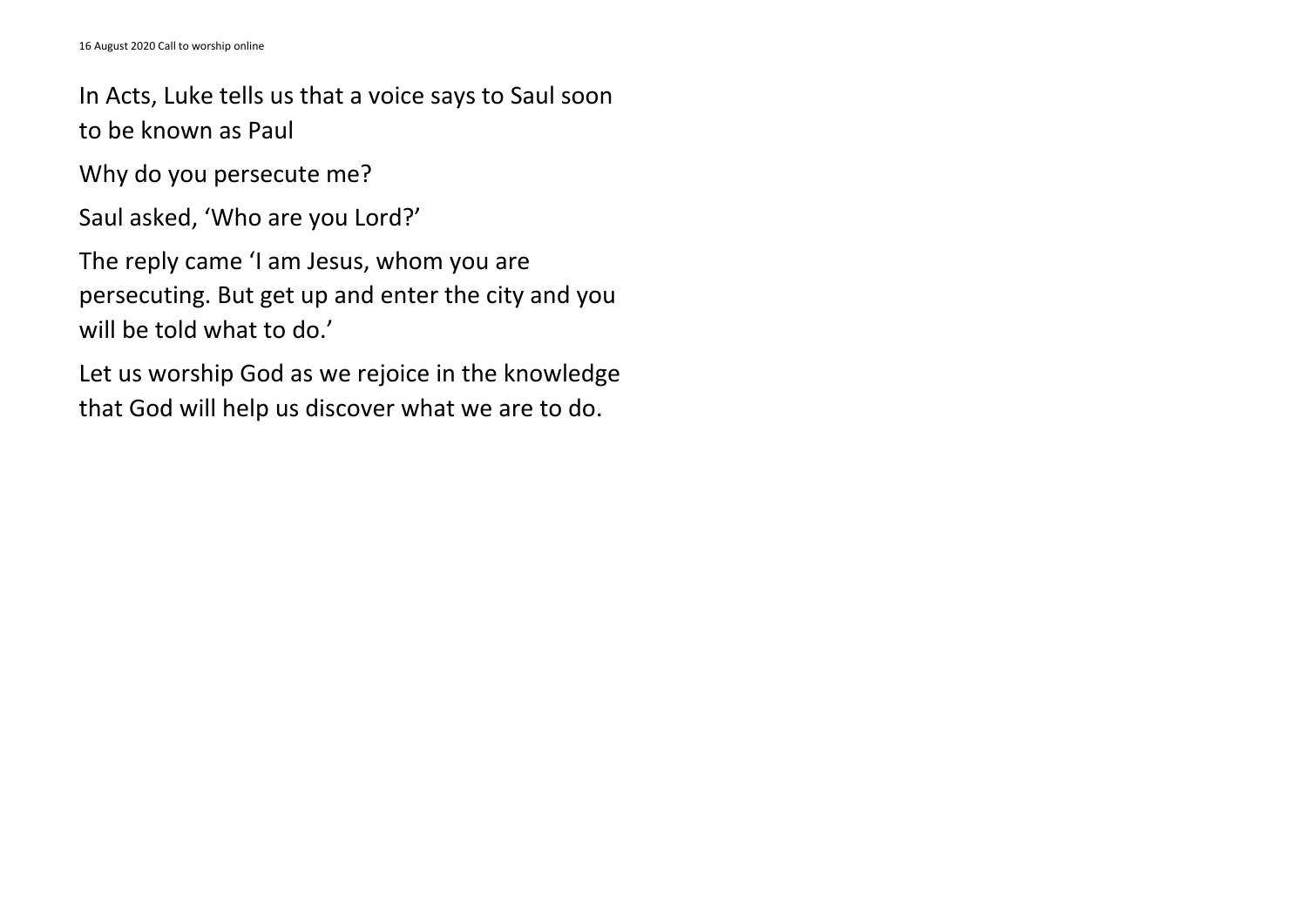In Acts, Luke tells us that a voice says to Saul soon to be known as Paul

Why do you persecute me?

Saul asked, 'Who are you Lord?'

The reply came 'I am Jesus, whom you are persecuting. But get up and enter the city and you will be told what to do.'

Let us worship God as we rejoice in the knowledge that God will help us discover what we are to do.